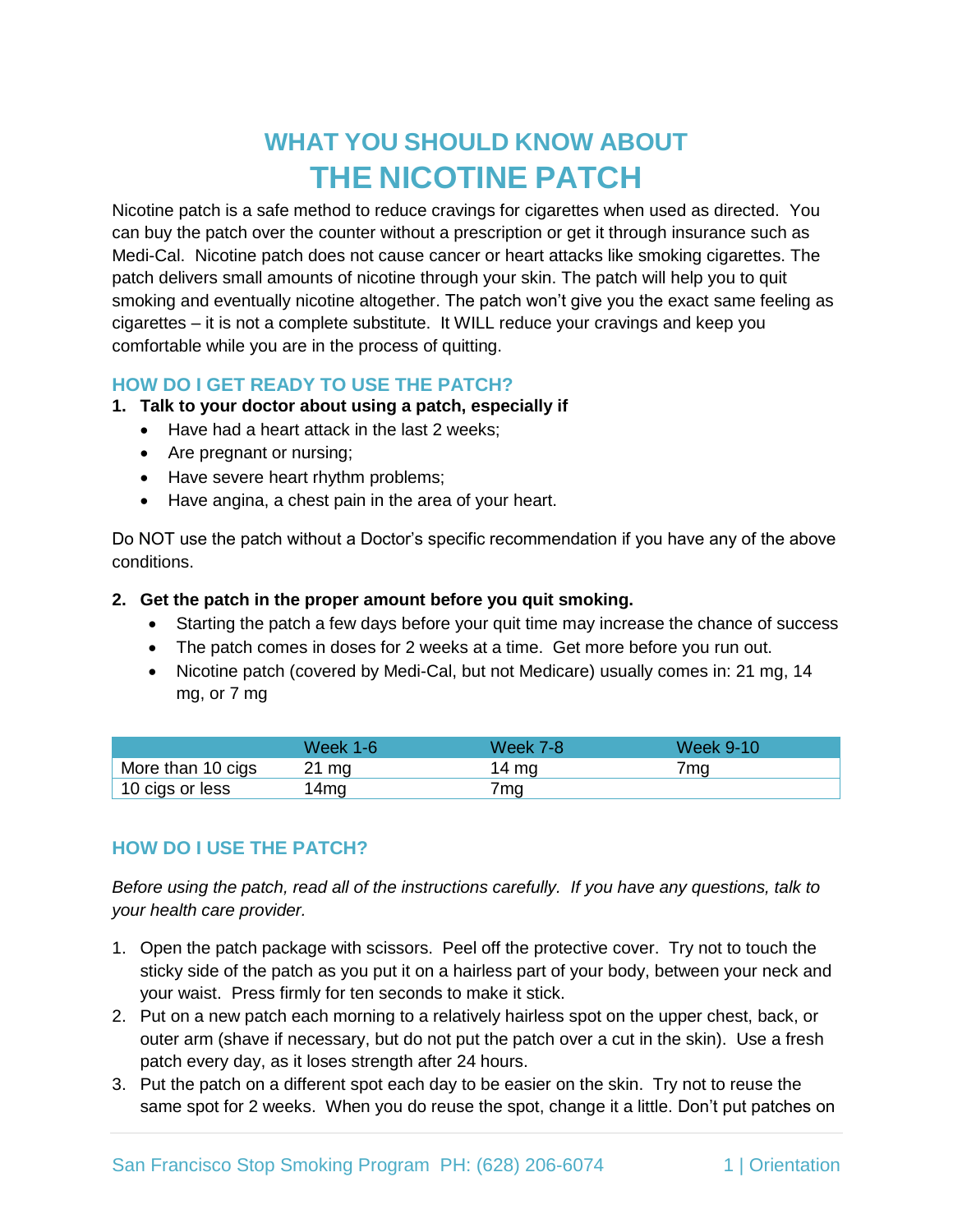# WHAT YOU SHOULD KNOW ABOUT THE NICOTINE PATCH

Nicotine patch is a safe method to reduce cravings for cigarettes when used as directed. You can buy the patch over the counter without a prescription or get it through insurance such as Medi-Cal. Nicotine patch does not cause cancer or heart attacks like smoking cigarettes. The patch delivers small amounts of nicotine through your skin. The patch will help you to quit smoking and eventually nicotine altogether. The patch won't give you the exact same feeling as cigarettes – it is not a complete substitute. It WILL reduce your cravings and keep you comfortable while you are in the process of quitting.

## HOW DO I GET READY TO USE THE PATCH?

1. **Talk to your doctor about using a patch, especially if**
   - Have had a heart attack in the last 2 weeks;
   - Are pregnant or nursing;
   - Have severe heart rhythm problems;
   - Have angina, a chest pain in the area of your heart.

Do NOT use the patch without a Doctor's specific recommendation if you have any of the above conditions.

2. **Get the patch in the proper amount before you quit smoking.**
   - Starting the patch a few days before your quit time may increase the chance of success
   - The patch comes in doses for 2 weeks at a time. Get more before you run out.
   - Nicotine patch (covered by Medi-Cal, but not Medicare) usually comes in: 21 mg, 14 mg, or 7 mg

| | Week 1-6 | Week 7-8 | Week 9-10 |
|---|---|---|---|
| More than 10 cigs | 21 mg | 14 mg | 7mg |
| 10 cigs or less | 14mg | 7mg | |

## HOW DO I USE THE PATCH?

*Before using the patch, read all of the instructions carefully. If you have any questions, talk to your health care provider.*

1. Open the patch package with scissors. Peel off the protective cover. Try not to touch the sticky side of the patch as you put it on a hairless part of your body, between your neck and your waist. Press firmly for ten seconds to make it stick.
2. Put on a new patch each morning to a relatively hairless spot on the upper chest, back, or outer arm (shave if necessary, but do not put the patch over a cut in the skin). Use a fresh patch every day, as it loses strength after 24 hours.
3. Put the patch on a different spot each day to be easier on the skin. Try not to reuse the same spot for 2 weeks. When you do reuse the spot, change it a little. Don't put patches on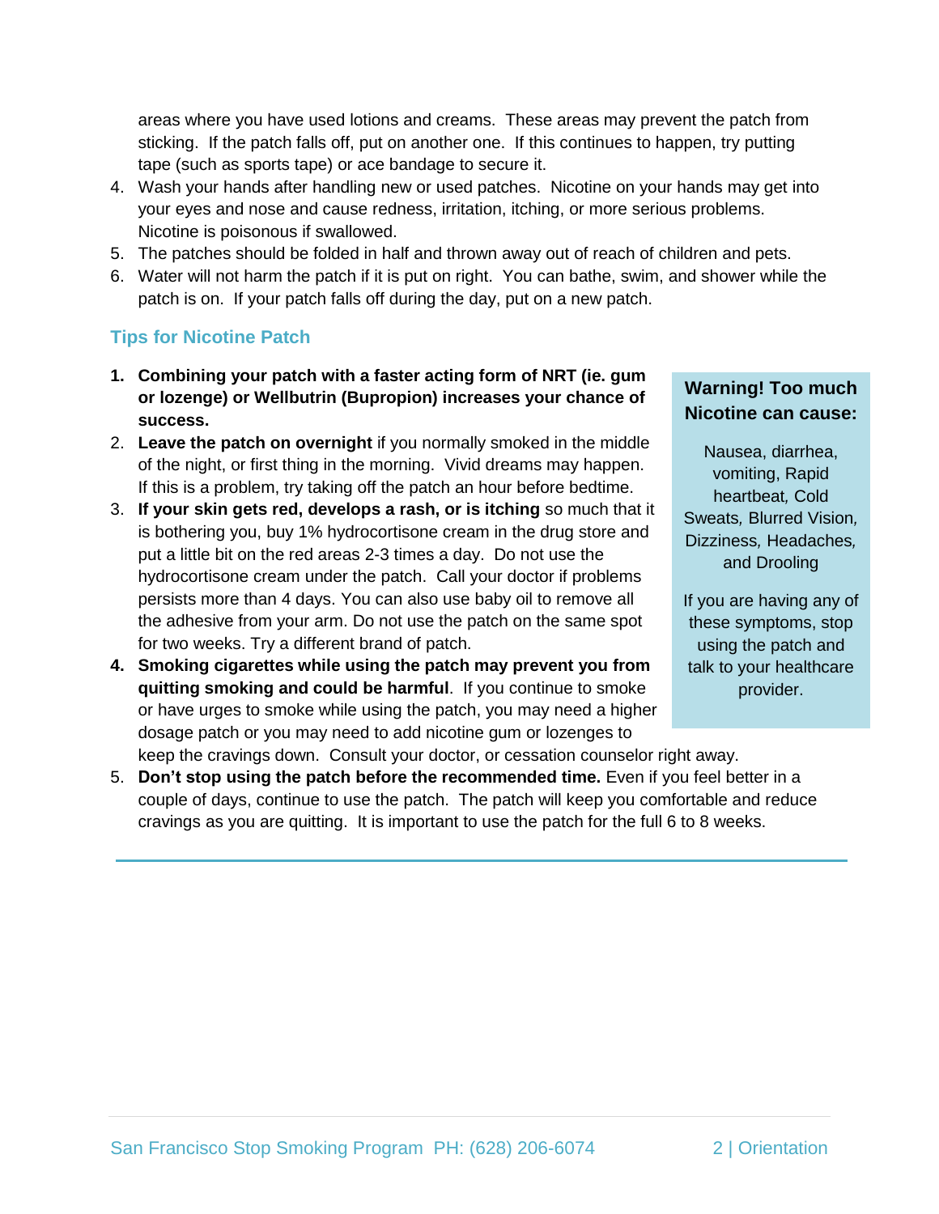areas where you have used lotions and creams. These areas may prevent the patch from sticking. If the patch falls off, put on another one. If this continues to happen, try putting tape (such as sports tape) or ace bandage to secure it.

4. Wash your hands after handling new or used patches. Nicotine on your hands may get into your eyes and nose and cause redness, irritation, itching, or more serious problems. Nicotine is poisonous if swallowed.
5. The patches should be folded in half and thrown away out of reach of children and pets.
6. Water will not harm the patch if it is put on right. You can bathe, swim, and shower while the patch is on. If your patch falls off during the day, put on a new patch.

## Tips for Nicotine Patch

1. **Combining your patch with a faster acting form of NRT (ie. gum or lozenge) or Wellbutrin (Bupropion) increases your chance of success.**
2. **Leave the patch on overnight** if you normally smoked in the middle of the night, or first thing in the morning. Vivid dreams may happen. If this is a problem, try taking off the patch an hour before bedtime.
3. **If your skin gets red, develops a rash, or is itching** so much that it is bothering you, buy 1% hydrocortisone cream in the drug store and put a little bit on the red areas 2-3 times a day. Do not use the hydrocortisone cream under the patch. Call your doctor if problems persists more than 4 days. You can also use baby oil to remove all the adhesive from your arm. Do not use the patch on the same spot for two weeks. Try a different brand of patch.
4. **Smoking cigarettes while using the patch may prevent you from quitting smoking and could be harmful**. If you continue to smoke or have urges to smoke while using the patch, you may need a higher dosage patch or you may need to add nicotine gum or lozenges to keep the cravings down. Consult your doctor, or cessation counselor right away.
5. **Don't stop using the patch before the recommended time.** Even if you feel better in a couple of days, continue to use the patch. The patch will keep you comfortable and reduce cravings as you are quitting. It is important to use the patch for the full 6 to 8 weeks.

**Warning! Too much Nicotine can cause:**

Nausea, diarrhea, vomiting, Rapid heartbeat, Cold Sweats, Blurred Vision, Dizziness, Headaches, and Drooling

If you are having any of these symptoms, stop using the patch and talk to your healthcare provider.